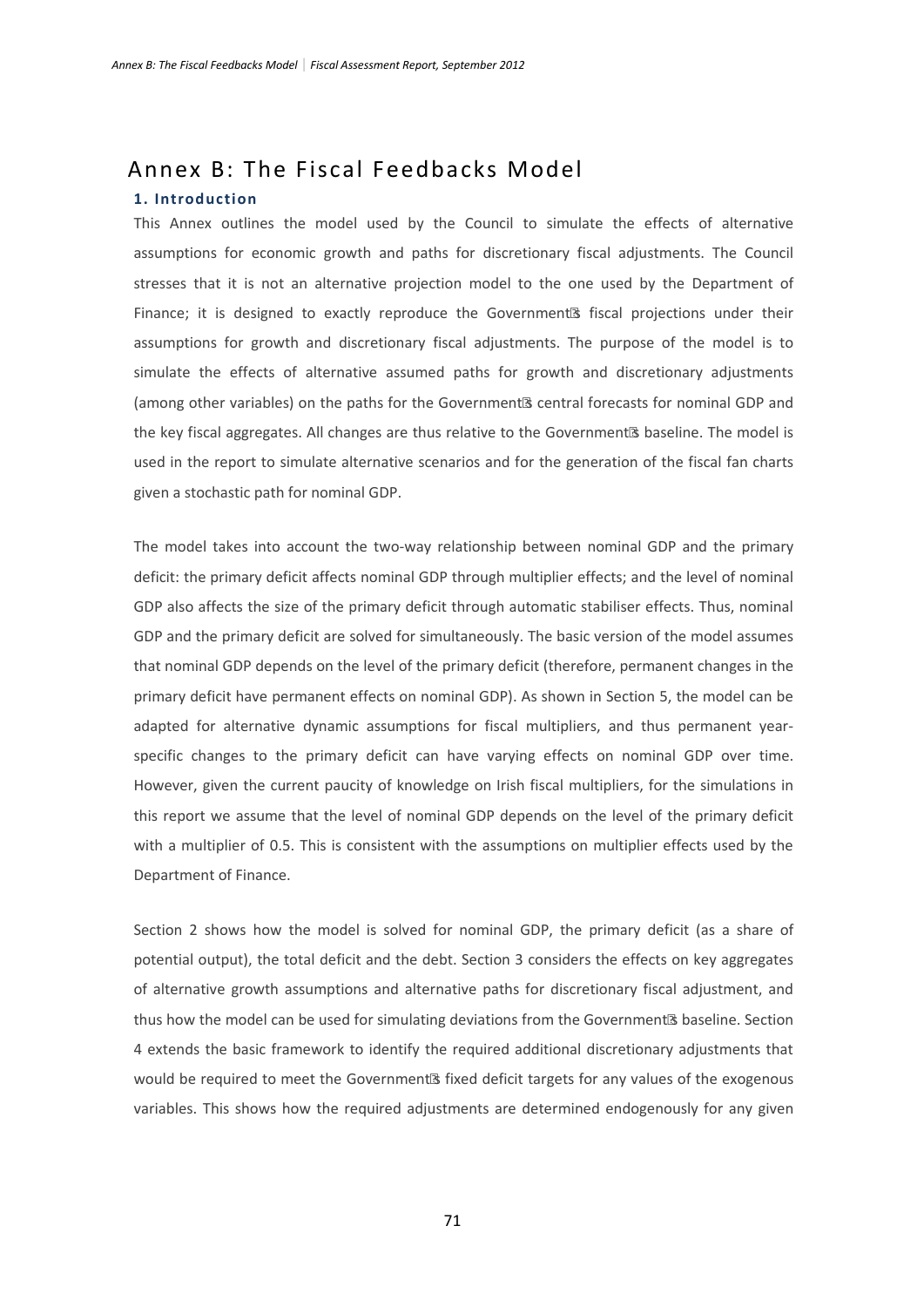# Annex B: The Fiscal Feedbacks Model

### 1. Introduction

This Annex outlines the model used by the Council to simulate the effects of alternative assumptions for economic growth and paths for discretionary fiscal adjustments. The Council stresses that it is not an alternative projection model to the one used by the Department of Finance; it is designed to exactly reproduce the Government's fiscal projections under their assumptions for growth and discretionary fiscal adjustments. The purpose of the model is to simulate the effects of alternative assumed paths for growth and discretionary adjustments (among other variables) on the paths for the Government's central forecasts for nominal GDP and the key fiscal aggregates. All changes are thus relative to the Government's baseline. The model is used in the report to simulate alternative scenarios and for the generation of the fiscal fan charts given a stochastic path for nominal GDP.

The model takes into account the two-way relationship between nominal GDP and the primary deficit: the primary deficit affects nominal GDP through multiplier effects; and the level of nominal GDP also affects the size of the primary deficit through automatic stabiliser effects. Thus, nominal GDP and the primary deficit are solved for simultaneously. The basic version of the model assumes that nominal GDP depends on the level of the primary deficit (therefore, permanent changes in the primary deficit have permanent effects on nominal GDP). As shown in Section 5, the model can be adapted for alternative dynamic assumptions for fiscal multipliers, and thus permanent year-specific changes to the primary deficit can have varying effects on nominal GDP over time. However, given the current paucity of knowledge on Irish fiscal multipliers, for the simulations in this report we assume that the level of nominal GDP depends on the level of the primary deficit with a multiplier of 0.5. This is consistent with the assumptions on multiplier effects used by the Department of Finance.

Section 2 shows how the model is solved for nominal GDP, the primary deficit (as a share of potential output), the total deficit and the debt. Section 3 considers the effects on key aggregates of alternative growth assumptions and alternative paths for discretionary fiscal adjustment, and thus how the model can be used for simulating deviations from the Government's baseline. Section 4 extends the basic framework to identify the required additional discretionary adjustments that would be required to meet the Government's fixed deficit targets for any values of the exogenous variables. This shows how the required adjustments are determined endogenously for any given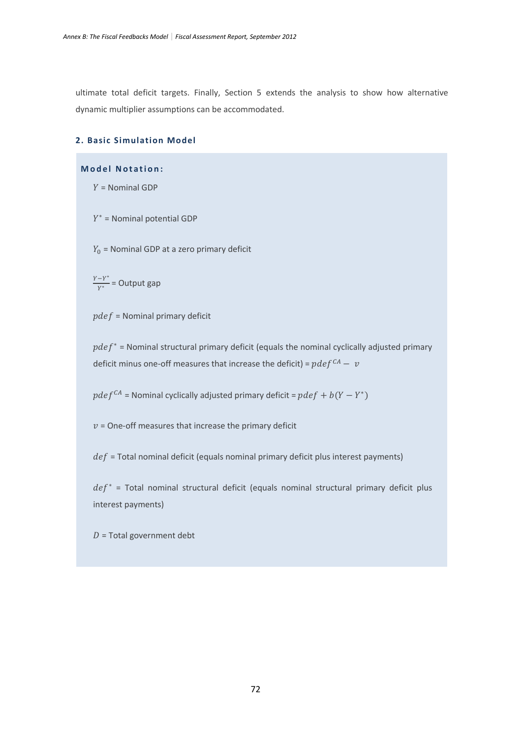ultimate total deficit targets. Finally, Section 5 extends the analysis to show how alternative dynamic multiplier assumptions can be accommodated.

## 2. Basic Simulation Model

**Model Notation:**

$Y$ = Nominal GDP

$Y^*$ = Nominal potential GDP

$Y_0$ = Nominal GDP at a zero primary deficit

$\frac{Y-Y^*}{Y^*}$ = Output gap

$pdef$ = Nominal primary deficit

$pdef^*$ = Nominal structural primary deficit (equals the nominal cyclically adjusted primary deficit minus one-off measures that increase the deficit) = $pdef^{CA} - v$

$pdef^{CA}$ = Nominal cyclically adjusted primary deficit = $pdef + b(Y - Y^*)$

$v$ = One-off measures that increase the primary deficit

$def$ = Total nominal deficit (equals nominal primary deficit plus interest payments)

$def^*$ = Total nominal structural deficit (equals nominal structural primary deficit plus interest payments)

$D$ = Total government debt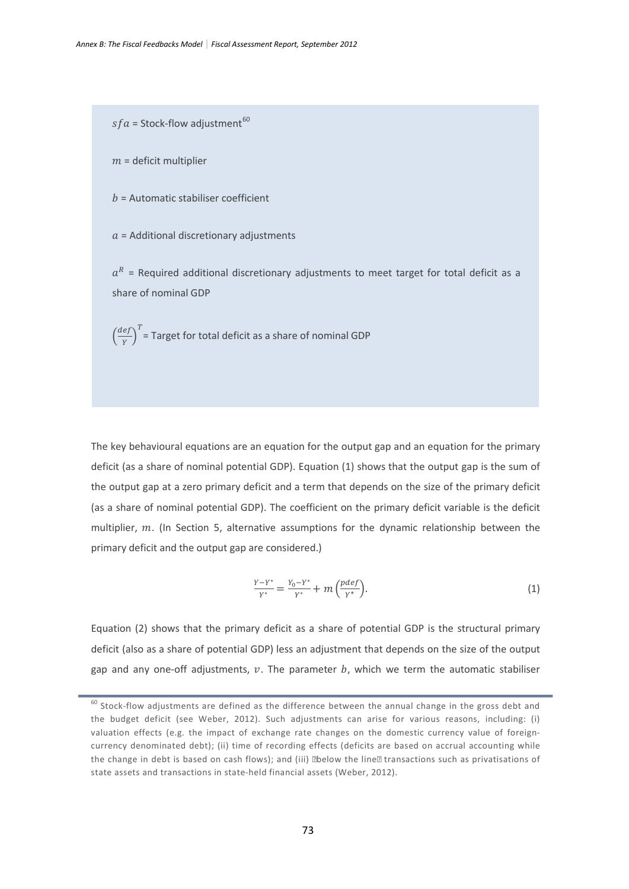$sfa$ = Stock-flow adjustment[60]

$m$ = deficit multiplier

$b$ = Automatic stabiliser coefficient

$a$ = Additional discretionary adjustments

$a^R$ = Required additional discretionary adjustments to meet target for total deficit as a share of nominal GDP

$\left(\frac{def}{Y}\right)^T$ = Target for total deficit as a share of nominal GDP

The key behavioural equations are an equation for the output gap and an equation for the primary deficit (as a share of nominal potential GDP). Equation (1) shows that the output gap is the sum of the output gap at a zero primary deficit and a term that depends on the size of the primary deficit (as a share of nominal potential GDP). The coefficient on the primary deficit variable is the deficit multiplier, $m$. (In Section 5, alternative assumptions for the dynamic relationship between the primary deficit and the output gap are considered.)

$$\frac{Y-Y^*}{Y^*} = \frac{Y_0-Y^*}{Y^*} + m\left(\frac{pdef}{Y^*}\right). \tag{1}$$

Equation (2) shows that the primary deficit as a share of potential GDP is the structural primary deficit (also as a share of potential GDP) less an adjustment that depends on the size of the output gap and any one-off adjustments, $v$. The parameter $b$, which we term the automatic stabiliser

[60] Stock-flow adjustments are defined as the difference between the annual change in the gross debt and the budget deficit (see Weber, 2012). Such adjustments can arise for various reasons, including: (i) valuation effects (e.g. the impact of exchange rate changes on the domestic currency value of foreign-currency denominated debt); (ii) time of recording effects (deficits are based on accrual accounting while the change in debt is based on cash flows); and (iii) "below the line" transactions such as privatisations of state assets and transactions in state-held financial assets (Weber, 2012).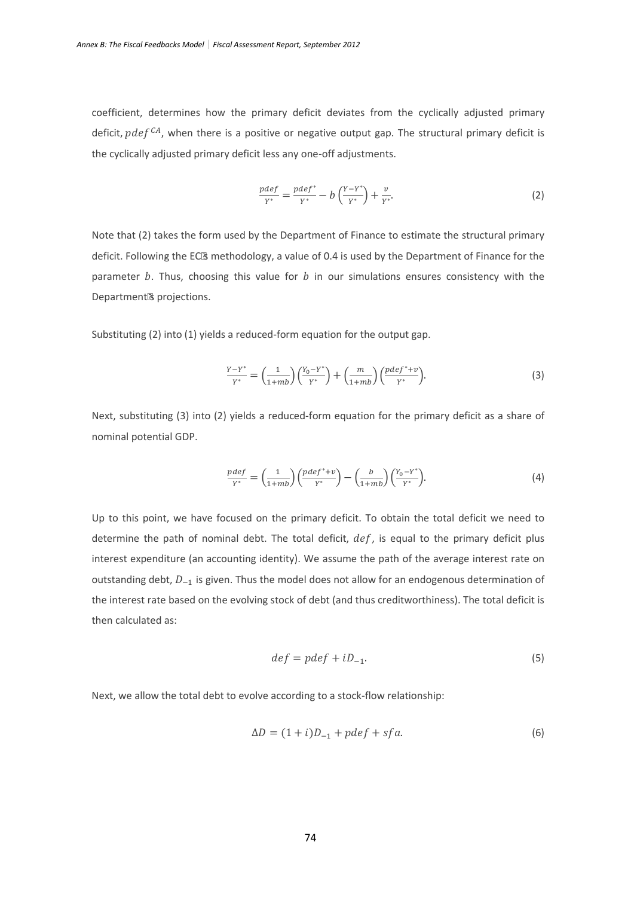coefficient, determines how the primary deficit deviates from the cyclically adjusted primary deficit, $pdef^{CA}$, when there is a positive or negative output gap. The structural primary deficit is the cyclically adjusted primary deficit less any one-off adjustments.

$$\frac{pdef}{Y^*} = \frac{pdef^*}{Y^*} - b\left(\frac{Y-Y^*}{Y^*}\right) + \frac{v}{Y^*}. \tag{2}$$

Note that (2) takes the form used by the Department of Finance to estimate the structural primary deficit. Following the EC's methodology, a value of 0.4 is used by the Department of Finance for the parameter $b$. Thus, choosing this value for $b$ in our simulations ensures consistency with the Department's projections.

Substituting (2) into (1) yields a reduced-form equation for the output gap.

$$\frac{Y-Y^*}{Y^*} = \left(\frac{1}{1+mb}\right)\left(\frac{Y_0-Y^*}{Y^*}\right) + \left(\frac{m}{1+mb}\right)\left(\frac{pdef^*+v}{Y^*}\right). \tag{3}$$

Next, substituting (3) into (2) yields a reduced-form equation for the primary deficit as a share of nominal potential GDP.

$$\frac{pdef}{Y^*} = \left(\frac{1}{1+mb}\right)\left(\frac{pdef^*+v}{Y^*}\right) - \left(\frac{b}{1+mb}\right)\left(\frac{Y_0-Y^*}{Y^*}\right). \tag{4}$$

Up to this point, we have focused on the primary deficit. To obtain the total deficit we need to determine the path of nominal debt. The total deficit, $def$, is equal to the primary deficit plus interest expenditure (an accounting identity). We assume the path of the average interest rate on outstanding debt, $D_{-1}$ is given. Thus the model does not allow for an endogenous determination of the interest rate based on the evolving stock of debt (and thus creditworthiness). The total deficit is then calculated as:

$$def = pdef + iD_{-1}. \tag{5}$$

Next, we allow the total debt to evolve according to a stock-flow relationship:

$$\Delta D = (1+i)D_{-1} + pdef + sfa. \tag{6}$$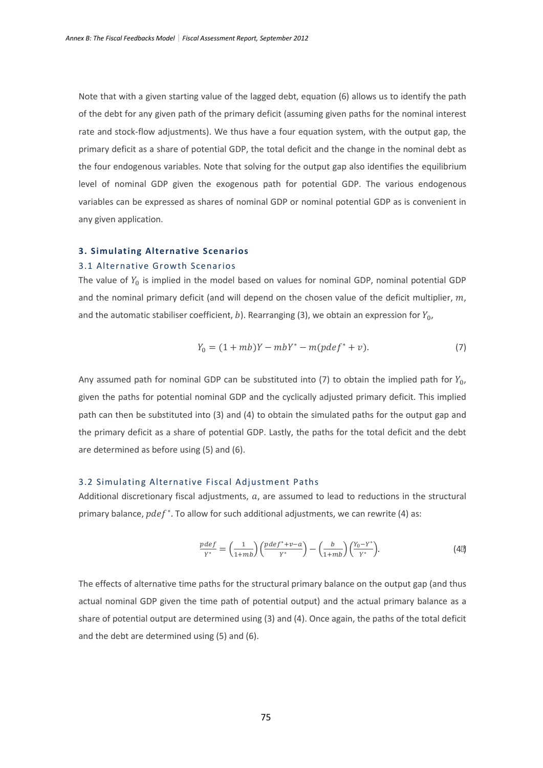Note that with a given starting value of the lagged debt, equation (6) allows us to identify the path of the debt for any given path of the primary deficit (assuming given paths for the nominal interest rate and stock-flow adjustments). We thus have a four equation system, with the output gap, the primary deficit as a share of potential GDP, the total deficit and the change in the nominal debt as the four endogenous variables. Note that solving for the output gap also identifies the equilibrium level of nominal GDP given the exogenous path for potential GDP. The various endogenous variables can be expressed as shares of nominal GDP or nominal potential GDP as is convenient in any given application.

### 3. Simulating Alternative Scenarios

#### 3.1 Alternative Growth Scenarios

The value of $Y_0$ is implied in the model based on values for nominal GDP, nominal potential GDP and the nominal primary deficit (and will depend on the chosen value of the deficit multiplier, $m$, and the automatic stabiliser coefficient, $b$). Rearranging (3), we obtain an expression for $Y_0$,

$$Y_0 = (1 + mb)Y - mbY^* - m(pdef^* + v). \tag{7}$$

Any assumed path for nominal GDP can be substituted into (7) to obtain the implied path for $Y_0$, given the paths for potential nominal GDP and the cyclically adjusted primary deficit. This implied path can then be substituted into (3) and (4) to obtain the simulated paths for the output gap and the primary deficit as a share of potential GDP. Lastly, the paths for the total deficit and the debt are determined as before using (5) and (6).

#### 3.2 Simulating Alternative Fiscal Adjustment Paths

Additional discretionary fiscal adjustments, $a$, are assumed to lead to reductions in the structural primary balance, $pdef^*$. To allow for such additional adjustments, we can rewrite (4) as:

$$\frac{pdef}{Y^*} = \left(\frac{1}{1+mb}\right)\left(\frac{pdef^*+v-a}{Y^*}\right) - \left(\frac{b}{1+mb}\right)\left(\frac{Y_0-Y^*}{Y^*}\right). \tag{4'}$$

The effects of alternative time paths for the structural primary balance on the output gap (and thus actual nominal GDP given the time path of potential output) and the actual primary balance as a share of potential output are determined using (3) and (4). Once again, the paths of the total deficit and the debt are determined using (5) and (6).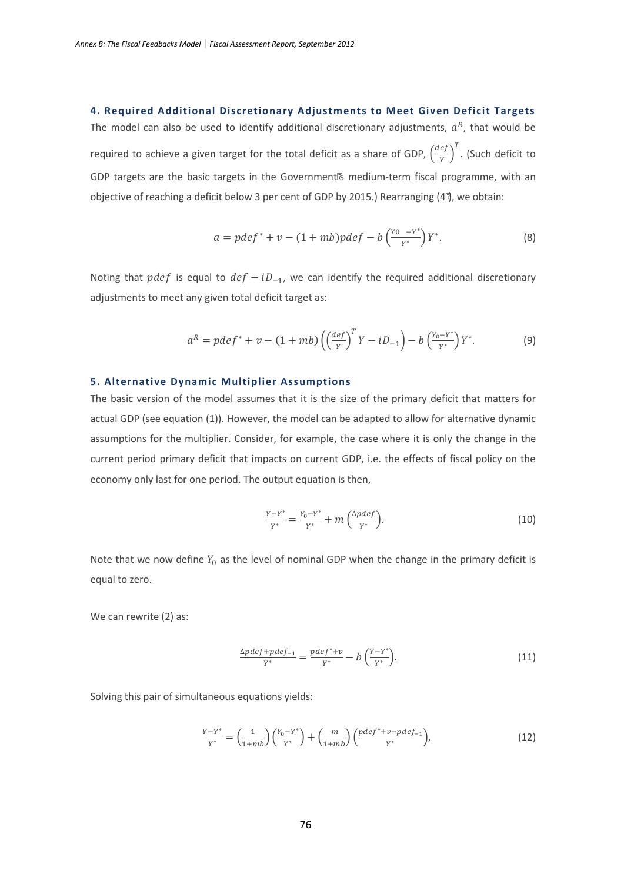### 4. Required Additional Discretionary Adjustments to Meet Given Deficit Targets

The model can also be used to identify additional discretionary adjustments, $a^R$, that would be required to achieve a given target for the total deficit as a share of GDP, $\left(\frac{def}{Y}\right)^T$. (Such deficit to GDP targets are the basic targets in the Government's medium-term fiscal programme, with an objective of reaching a deficit below 3 per cent of GDP by 2015.) Rearranging (4'), we obtain:

$$a = pdef^* + v - (1 + mb)pdef - b\left(\frac{Y0 \ \ -Y^*}{Y^*}\right)Y^*. \tag{8}$$

Noting that $pdef$ is equal to $def - iD_{-1}$, we can identify the required additional discretionary adjustments to meet any given total deficit target as:

$$a^R = pdef^* + v - (1 + mb)\left(\left(\frac{def}{Y}\right)^T Y - iD_{-1}\right) - b\left(\frac{Y_0 - Y^*}{Y^*}\right)Y^*. \tag{9}$$

### 5. Alternative Dynamic Multiplier Assumptions

The basic version of the model assumes that it is the size of the primary deficit that matters for actual GDP (see equation (1)). However, the model can be adapted to allow for alternative dynamic assumptions for the multiplier. Consider, for example, the case where it is only the change in the current period primary deficit that impacts on current GDP, i.e. the effects of fiscal policy on the economy only last for one period. The output equation is then,

$$\frac{Y - Y^*}{Y^*} = \frac{Y_0 - Y^*}{Y^*} + m\left(\frac{\Delta pdef}{Y^*}\right). \tag{10}$$

Note that we now define $Y_0$ as the level of nominal GDP when the change in the primary deficit is equal to zero.

We can rewrite (2) as:

$$\frac{\Delta pdef + pdef_{-1}}{Y^*} = \frac{pdef^* + v}{Y^*} - b\left(\frac{Y - Y^*}{Y^*}\right). \tag{11}$$

Solving this pair of simultaneous equations yields:

$$\frac{Y - Y^*}{Y^*} = \left(\frac{1}{1 + mb}\right)\left(\frac{Y_0 - Y^*}{Y^*}\right) + \left(\frac{m}{1 + mb}\right)\left(\frac{pdef^* + v - pdef_{-1}}{Y^*}\right), \tag{12}$$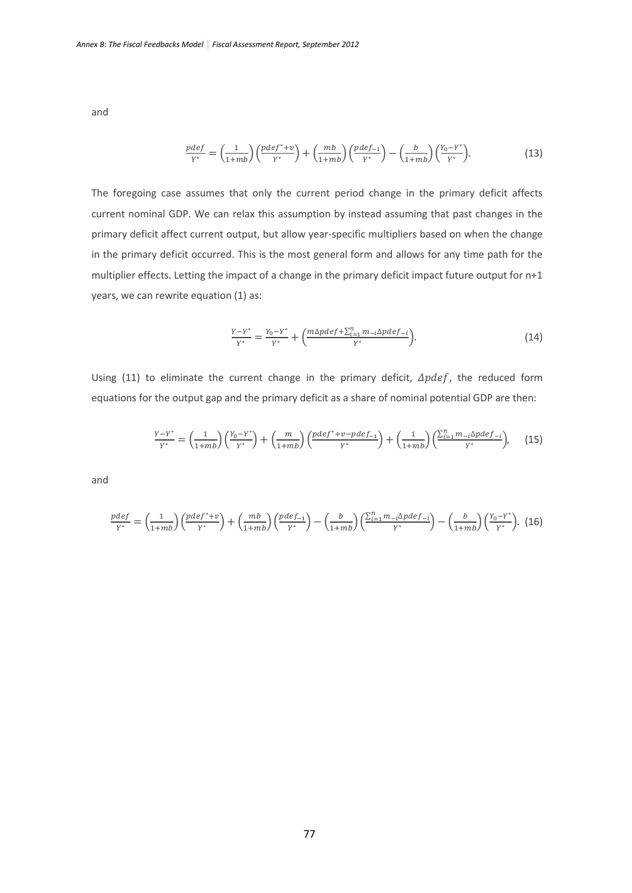and

$$\frac{pdef}{Y^*} = \left(\frac{1}{1+mb}\right)\left(\frac{pdef^*+v}{Y^*}\right) + \left(\frac{mb}{1+mb}\right)\left(\frac{pdef_{-1}}{Y^*}\right) - \left(\frac{b}{1+mb}\right)\left(\frac{Y_0-Y^*}{Y^*}\right). \tag{13}$$

The foregoing case assumes that only the current period change in the primary deficit affects current nominal GDP. We can relax this assumption by instead assuming that past changes in the primary deficit affect current output, but allow year-specific multipliers based on when the change in the primary deficit occurred. This is the most general form and allows for any time path for the multiplier effects. Letting the impact of a change in the primary deficit impact future output for n+1 years, we can rewrite equation (1) as:

$$\frac{Y-Y^*}{Y^*} = \frac{Y_0-Y^*}{Y^*} + \left(\frac{m\Delta pdef + \sum_{i=1}^{n} m_{-i}\Delta pdef_{-i}}{Y^*}\right). \tag{14}$$

Using (11) to eliminate the current change in the primary deficit, $\Delta pdef$, the reduced form equations for the output gap and the primary deficit as a share of nominal potential GDP are then:

$$\frac{Y-Y^*}{Y^*} = \left(\frac{1}{1+mb}\right)\left(\frac{Y_0-Y^*}{Y^*}\right) + \left(\frac{m}{1+mb}\right)\left(\frac{pdef^*+v-pdef_{-1}}{Y^*}\right) + \left(\frac{1}{1+mb}\right)\left(\frac{\sum_{i=1}^{n} m_{-i}\Delta pdef_{-i}}{Y^*}\right), \tag{15}$$

and

$$\frac{pdef}{Y^*} = \left(\frac{1}{1+mb}\right)\left(\frac{pdef^*+v}{Y^*}\right) + \left(\frac{mb}{1+mb}\right)\left(\frac{pdef_{-1}}{Y^*}\right) - \left(\frac{b}{1+mb}\right)\left(\frac{\sum_{i=1}^{n} m_{-i}\Delta pdef_{-i}}{Y^*}\right) - \left(\frac{b}{1+mb}\right)\left(\frac{Y_0-Y^*}{Y^*}\right). \tag{16}$$